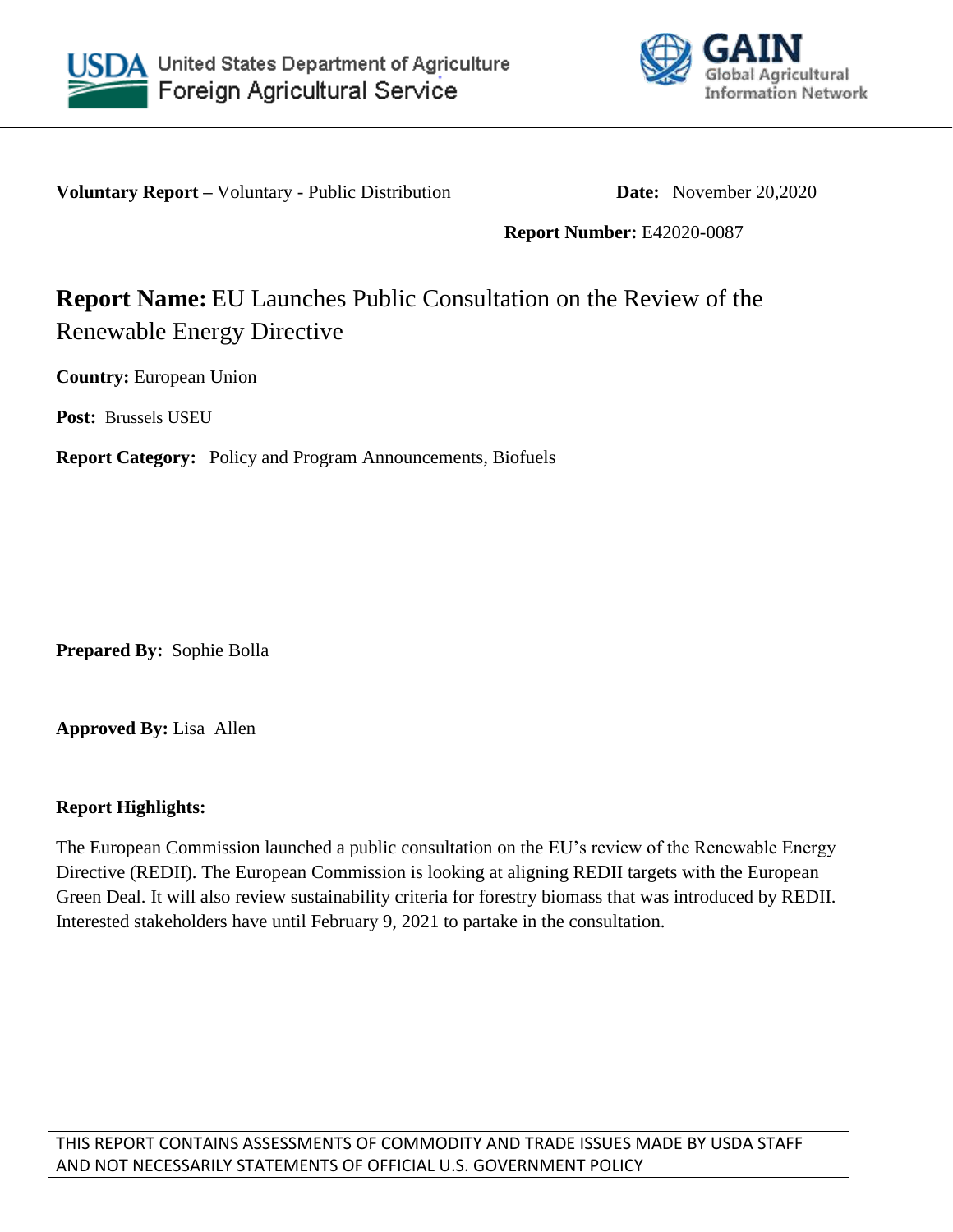United States Department of Agriculture
Foreign Agricultural Service

GAIN Global Agricultural Information Network

**Voluntary Report –** Voluntary - Public Distribution **Date:** November 20,2020

**Report Number:** E42020-0087

# **Report Name:** EU Launches Public Consultation on the Review of the Renewable Energy Directive

**Country:** European Union

**Post:** Brussels USEU

**Report Category:** Policy and Program Announcements, Biofuels

**Prepared By:** Sophie Bolla

**Approved By:** Lisa Allen

**Report Highlights:**

The European Commission launched a public consultation on the EU's review of the Renewable Energy Directive (REDII). The European Commission is looking at aligning REDII targets with the European Green Deal. It will also review sustainability criteria for forestry biomass that was introduced by REDII. Interested stakeholders have until February 9, 2021 to partake in the consultation.

THIS REPORT CONTAINS ASSESSMENTS OF COMMODITY AND TRADE ISSUES MADE BY USDA STAFF AND NOT NECESSARILY STATEMENTS OF OFFICIAL U.S. GOVERNMENT POLICY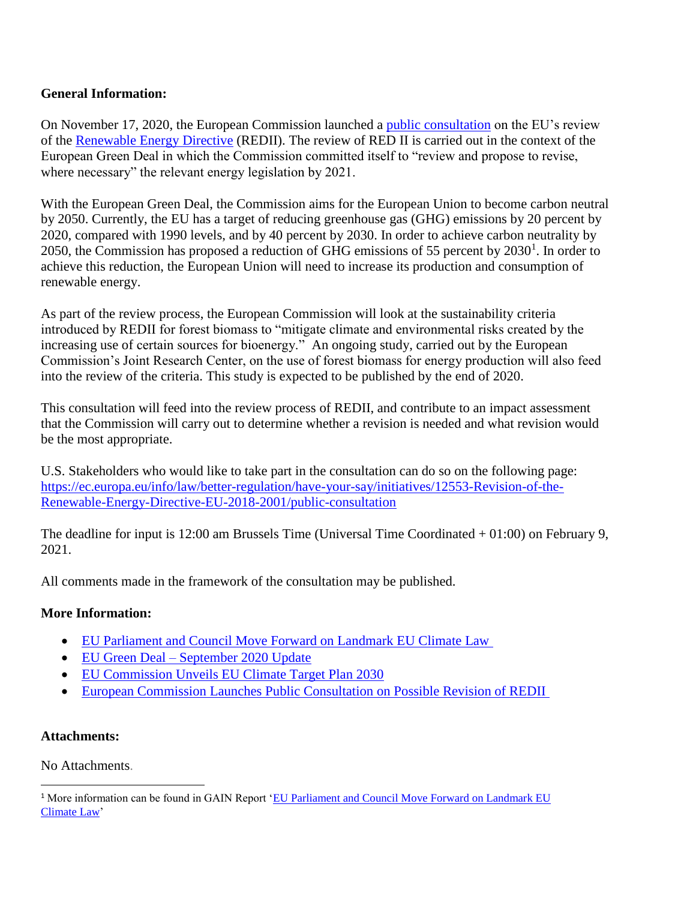**General Information:**

On November 17, 2020, the European Commission launched a public consultation on the EU's review of the Renewable Energy Directive (REDII). The review of RED II is carried out in the context of the European Green Deal in which the Commission committed itself to "review and propose to revise, where necessary" the relevant energy legislation by 2021.

With the European Green Deal, the Commission aims for the European Union to become carbon neutral by 2050. Currently, the EU has a target of reducing greenhouse gas (GHG) emissions by 20 percent by 2020, compared with 1990 levels, and by 40 percent by 2030. In order to achieve carbon neutrality by 2050, the Commission has proposed a reduction of GHG emissions of 55 percent by 2030[1]. In order to achieve this reduction, the European Union will need to increase its production and consumption of renewable energy.

As part of the review process, the European Commission will look at the sustainability criteria introduced by REDII for forest biomass to "mitigate climate and environmental risks created by the increasing use of certain sources for bioenergy." An ongoing study, carried out by the European Commission's Joint Research Center, on the use of forest biomass for energy production will also feed into the review of the criteria. This study is expected to be published by the end of 2020.

This consultation will feed into the review process of REDII, and contribute to an impact assessment that the Commission will carry out to determine whether a revision is needed and what revision would be the most appropriate.

U.S. Stakeholders who would like to take part in the consultation can do so on the following page: https://ec.europa.eu/info/law/better-regulation/have-your-say/initiatives/12553-Revision-of-the-Renewable-Energy-Directive-EU-2018-2001/public-consultation

The deadline for input is 12:00 am Brussels Time (Universal Time Coordinated + 01:00) on February 9, 2021.

All comments made in the framework of the consultation may be published.

**More Information:**

- EU Parliament and Council Move Forward on Landmark EU Climate Law
- EU Green Deal – September 2020 Update
- EU Commission Unveils EU Climate Target Plan 2030
- European Commission Launches Public Consultation on Possible Revision of REDII

**Attachments:**

No Attachments.

[1] More information can be found in GAIN Report 'EU Parliament and Council Move Forward on Landmark EU Climate Law'